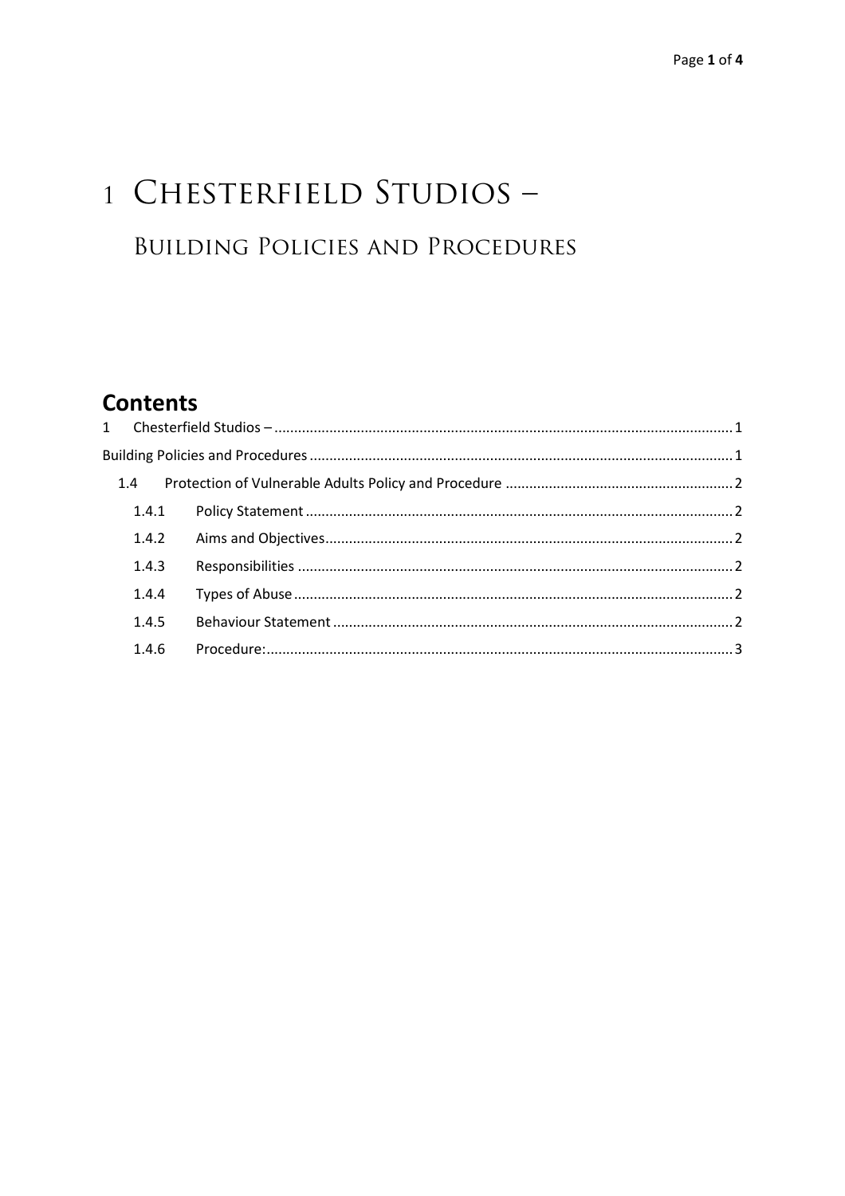# 1 Chesterfield Studios –

## Building Policies and Procedures

## Contents

1 Chesterfield Studios – .......... 1

Building Policies and Procedures .......... 1

- 1.4 Protection of Vulnerable Adults Policy and Procedure .......... 2
  - 1.4.1 Policy Statement .......... 2
  - 1.4.2 Aims and Objectives .......... 2
  - 1.4.3 Responsibilities .......... 2
  - 1.4.4 Types of Abuse .......... 2
  - 1.4.5 Behaviour Statement .......... 2
  - 1.4.6 Procedure: .......... 3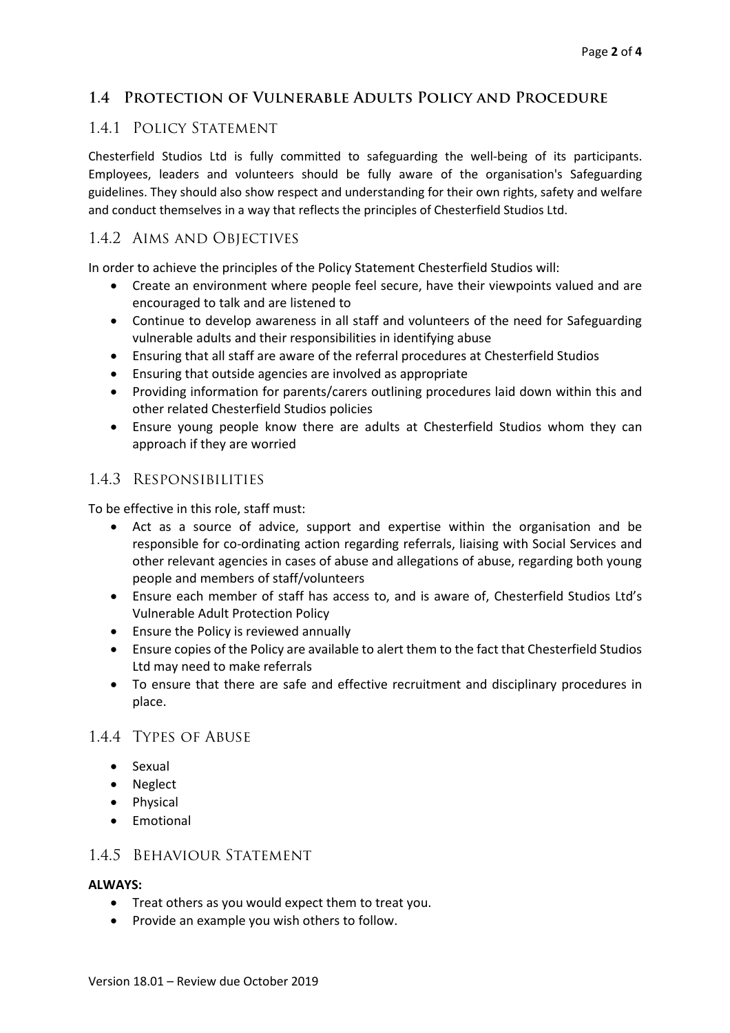## 1.4 Protection of Vulnerable Adults Policy and Procedure

### 1.4.1 Policy Statement

Chesterfield Studios Ltd is fully committed to safeguarding the well-being of its participants. Employees, leaders and volunteers should be fully aware of the organisation's Safeguarding guidelines. They should also show respect and understanding for their own rights, safety and welfare and conduct themselves in a way that reflects the principles of Chesterfield Studios Ltd.

### 1.4.2 Aims and Objectives

In order to achieve the principles of the Policy Statement Chesterfield Studios will:

- Create an environment where people feel secure, have their viewpoints valued and are encouraged to talk and are listened to
- Continue to develop awareness in all staff and volunteers of the need for Safeguarding vulnerable adults and their responsibilities in identifying abuse
- Ensuring that all staff are aware of the referral procedures at Chesterfield Studios
- Ensuring that outside agencies are involved as appropriate
- Providing information for parents/carers outlining procedures laid down within this and other related Chesterfield Studios policies
- Ensure young people know there are adults at Chesterfield Studios whom they can approach if they are worried

### 1.4.3 Responsibilities

To be effective in this role, staff must:

- Act as a source of advice, support and expertise within the organisation and be responsible for co-ordinating action regarding referrals, liaising with Social Services and other relevant agencies in cases of abuse and allegations of abuse, regarding both young people and members of staff/volunteers
- Ensure each member of staff has access to, and is aware of, Chesterfield Studios Ltd's Vulnerable Adult Protection Policy
- Ensure the Policy is reviewed annually
- Ensure copies of the Policy are available to alert them to the fact that Chesterfield Studios Ltd may need to make referrals
- To ensure that there are safe and effective recruitment and disciplinary procedures in place.

### 1.4.4 Types of Abuse

- Sexual
- Neglect
- Physical
- Emotional

### 1.4.5 Behaviour Statement

**ALWAYS:**

- Treat others as you would expect them to treat you.
- Provide an example you wish others to follow.

Version 18.01 – Review due October 2019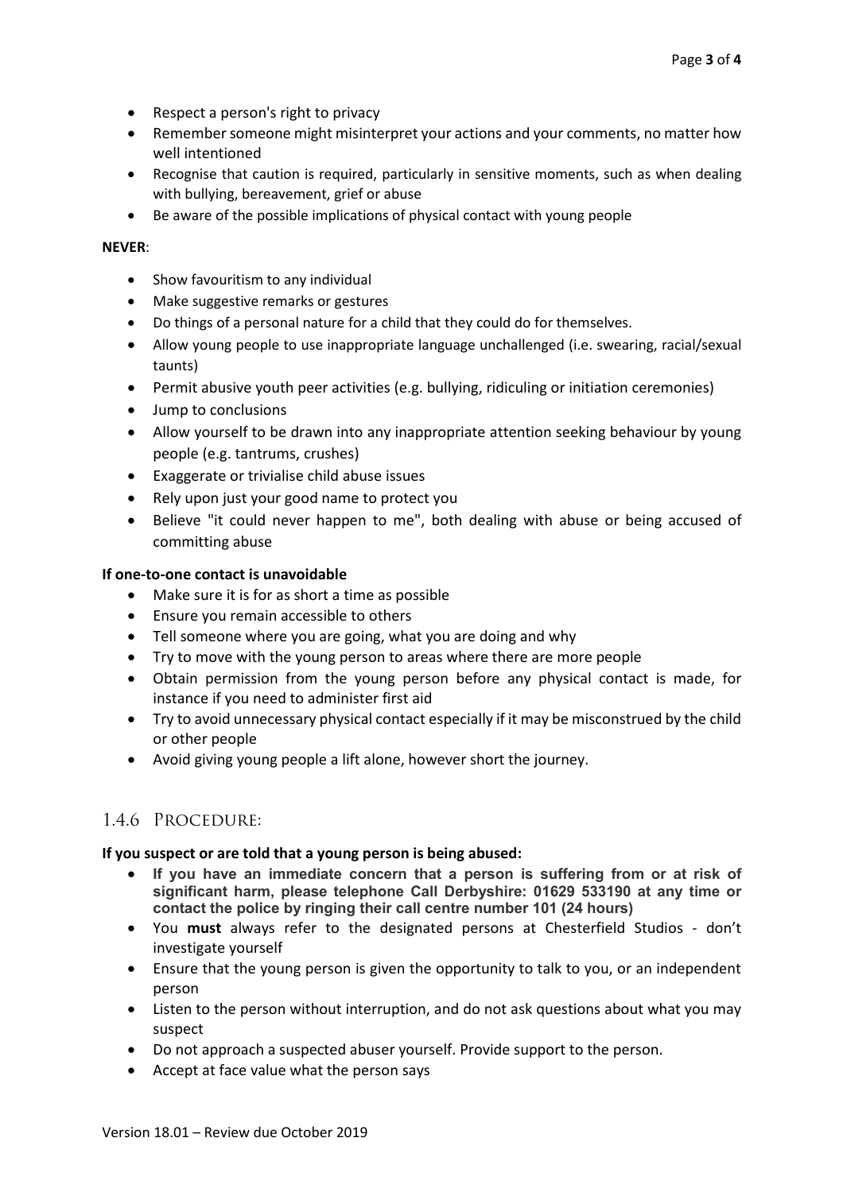- Respect a person's right to privacy
- Remember someone might misinterpret your actions and your comments, no matter how well intentioned
- Recognise that caution is required, particularly in sensitive moments, such as when dealing with bullying, bereavement, grief or abuse
- Be aware of the possible implications of physical contact with young people

**NEVER**:

- Show favouritism to any individual
- Make suggestive remarks or gestures
- Do things of a personal nature for a child that they could do for themselves.
- Allow young people to use inappropriate language unchallenged (i.e. swearing, racial/sexual taunts)
- Permit abusive youth peer activities (e.g. bullying, ridiculing or initiation ceremonies)
- Jump to conclusions
- Allow yourself to be drawn into any inappropriate attention seeking behaviour by young people (e.g. tantrums, crushes)
- Exaggerate or trivialise child abuse issues
- Rely upon just your good name to protect you
- Believe "it could never happen to me", both dealing with abuse or being accused of committing abuse

**If one-to-one contact is unavoidable**

- Make sure it is for as short a time as possible
- Ensure you remain accessible to others
- Tell someone where you are going, what you are doing and why
- Try to move with the young person to areas where there are more people
- Obtain permission from the young person before any physical contact is made, for instance if you need to administer first aid
- Try to avoid unnecessary physical contact especially if it may be misconstrued by the child or other people
- Avoid giving young people a lift alone, however short the journey.

### 1.4.6 Procedure:

**If you suspect or are told that a young person is being abused:**

- **If you have an immediate concern that a person is suffering from or at risk of significant harm, please telephone Call Derbyshire: 01629 533190 at any time or contact the police by ringing their call centre number 101 (24 hours)**
- You **must** always refer to the designated persons at Chesterfield Studios - don't investigate yourself
- Ensure that the young person is given the opportunity to talk to you, or an independent person
- Listen to the person without interruption, and do not ask questions about what you may suspect
- Do not approach a suspected abuser yourself. Provide support to the person.
- Accept at face value what the person says

Version 18.01 – Review due October 2019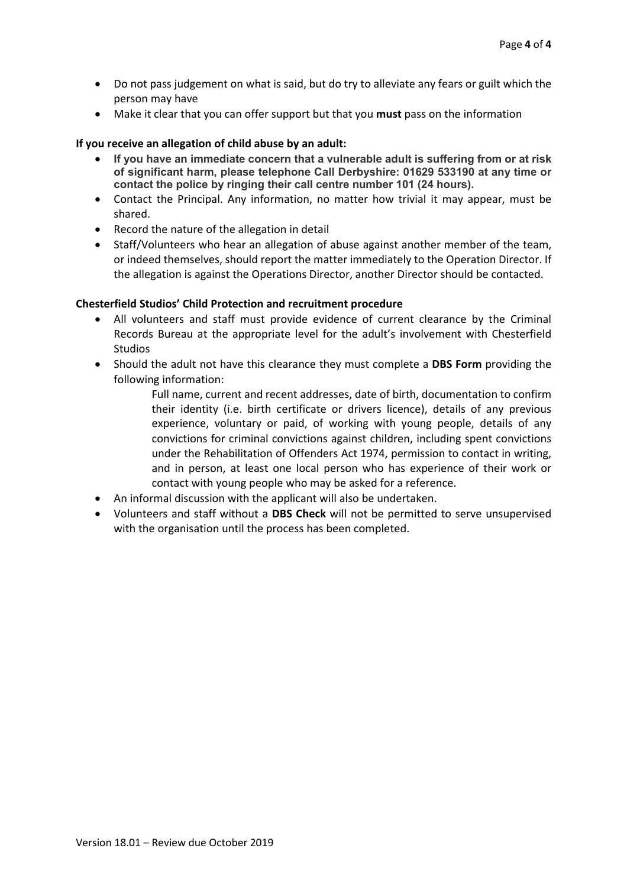- Do not pass judgement on what is said, but do try to alleviate any fears or guilt which the person may have
- Make it clear that you can offer support but that you **must** pass on the information

**If you receive an allegation of child abuse by an adult:**

- **If you have an immediate concern that a vulnerable adult is suffering from or at risk of significant harm, please telephone Call Derbyshire: 01629 533190 at any time or contact the police by ringing their call centre number 101 (24 hours).**
- Contact the Principal. Any information, no matter how trivial it may appear, must be shared.
- Record the nature of the allegation in detail
- Staff/Volunteers who hear an allegation of abuse against another member of the team, or indeed themselves, should report the matter immediately to the Operation Director. If the allegation is against the Operations Director, another Director should be contacted.

**Chesterfield Studios' Child Protection and recruitment procedure**

- All volunteers and staff must provide evidence of current clearance by the Criminal Records Bureau at the appropriate level for the adult's involvement with Chesterfield Studios
- Should the adult not have this clearance they must complete a **DBS Form** providing the following information:

  Full name, current and recent addresses, date of birth, documentation to confirm their identity (i.e. birth certificate or drivers licence), details of any previous experience, voluntary or paid, of working with young people, details of any convictions for criminal convictions against children, including spent convictions under the Rehabilitation of Offenders Act 1974, permission to contact in writing, and in person, at least one local person who has experience of their work or contact with young people who may be asked for a reference.
- An informal discussion with the applicant will also be undertaken.
- Volunteers and staff without a **DBS Check** will not be permitted to serve unsupervised with the organisation until the process has been completed.

Version 18.01 – Review due October 2019